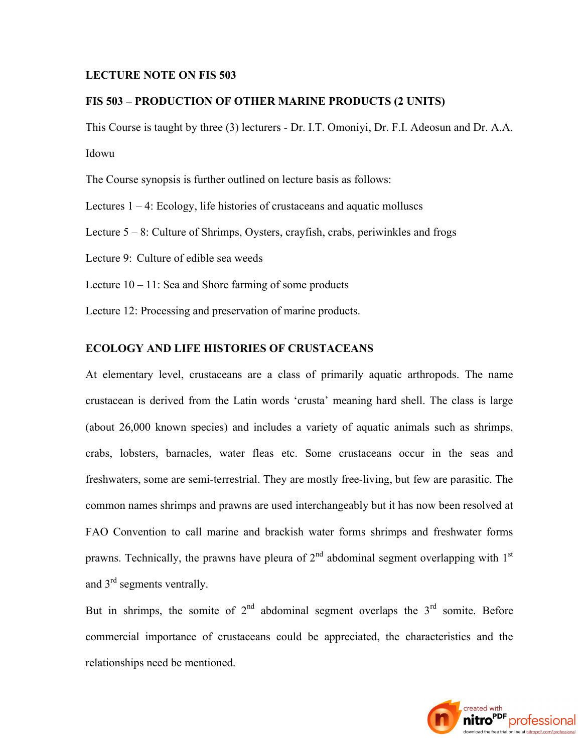**LECTURE NOTE ON FIS 503**

**FIS 503 – PRODUCTION OF OTHER MARINE PRODUCTS (2 UNITS)**

This Course is taught by three (3) lecturers - Dr. I.T. Omoniyi, Dr. F.I. Adeosun and Dr. A.A. Idowu

The Course synopsis is further outlined on lecture basis as follows:

Lectures 1 – 4: Ecology, life histories of crustaceans and aquatic molluscs

Lecture 5 – 8: Culture of Shrimps, Oysters, crayfish, crabs, periwinkles and frogs

Lecture 9: Culture of edible sea weeds

Lecture 10 – 11: Sea and Shore farming of some products

Lecture 12: Processing and preservation of marine products.

**ECOLOGY AND LIFE HISTORIES OF CRUSTACEANS**

At elementary level, crustaceans are a class of primarily aquatic arthropods. The name crustacean is derived from the Latin words 'crusta' meaning hard shell. The class is large (about 26,000 known species) and includes a variety of aquatic animals such as shrimps, crabs, lobsters, barnacles, water fleas etc. Some crustaceans occur in the seas and freshwaters, some are semi-terrestrial. They are mostly free-living, but few are parasitic. The common names shrimps and prawns are used interchangeably but it has now been resolved at FAO Convention to call marine and brackish water forms shrimps and freshwater forms prawns. Technically, the prawns have pleura of $2^{nd}$ abdominal segment overlapping with $1^{st}$ and $3^{rd}$ segments ventrally.

But in shrimps, the somite of $2^{nd}$ abdominal segment overlaps the $3^{rd}$ somite. Before commercial importance of crustaceans could be appreciated, the characteristics and the relationships need be mentioned.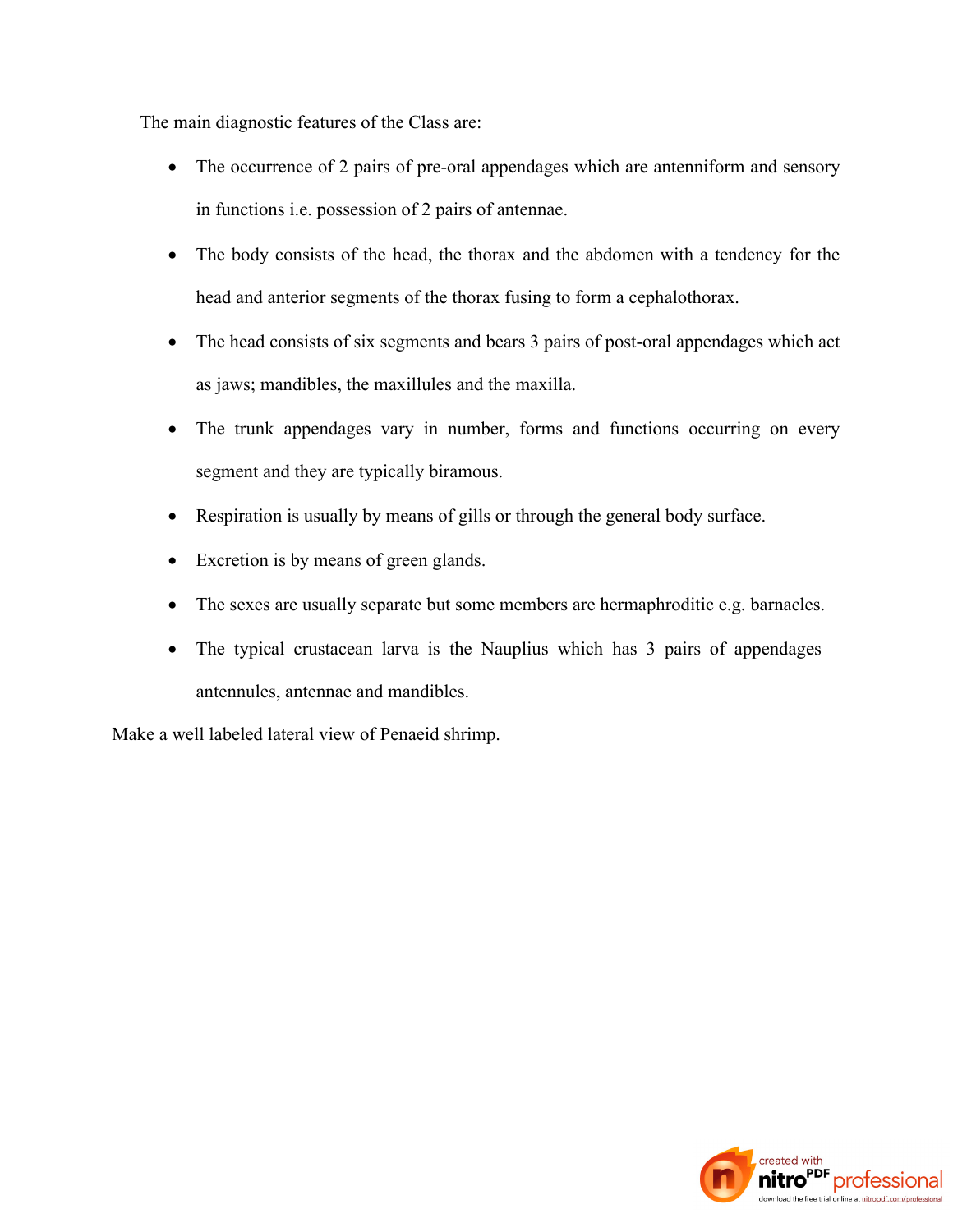The main diagnostic features of the Class are:

- The occurrence of 2 pairs of pre-oral appendages which are antenniform and sensory in functions i.e. possession of 2 pairs of antennae.
- The body consists of the head, the thorax and the abdomen with a tendency for the head and anterior segments of the thorax fusing to form a cephalothorax.
- The head consists of six segments and bears 3 pairs of post-oral appendages which act as jaws; mandibles, the maxillules and the maxilla.
- The trunk appendages vary in number, forms and functions occurring on every segment and they are typically biramous.
- Respiration is usually by means of gills or through the general body surface.
- Excretion is by means of green glands.
- The sexes are usually separate but some members are hermaphroditic e.g. barnacles.
- The typical crustacean larva is the Nauplius which has 3 pairs of appendages – antennules, antennae and mandibles.

Make a well labeled lateral view of Penaeid shrimp.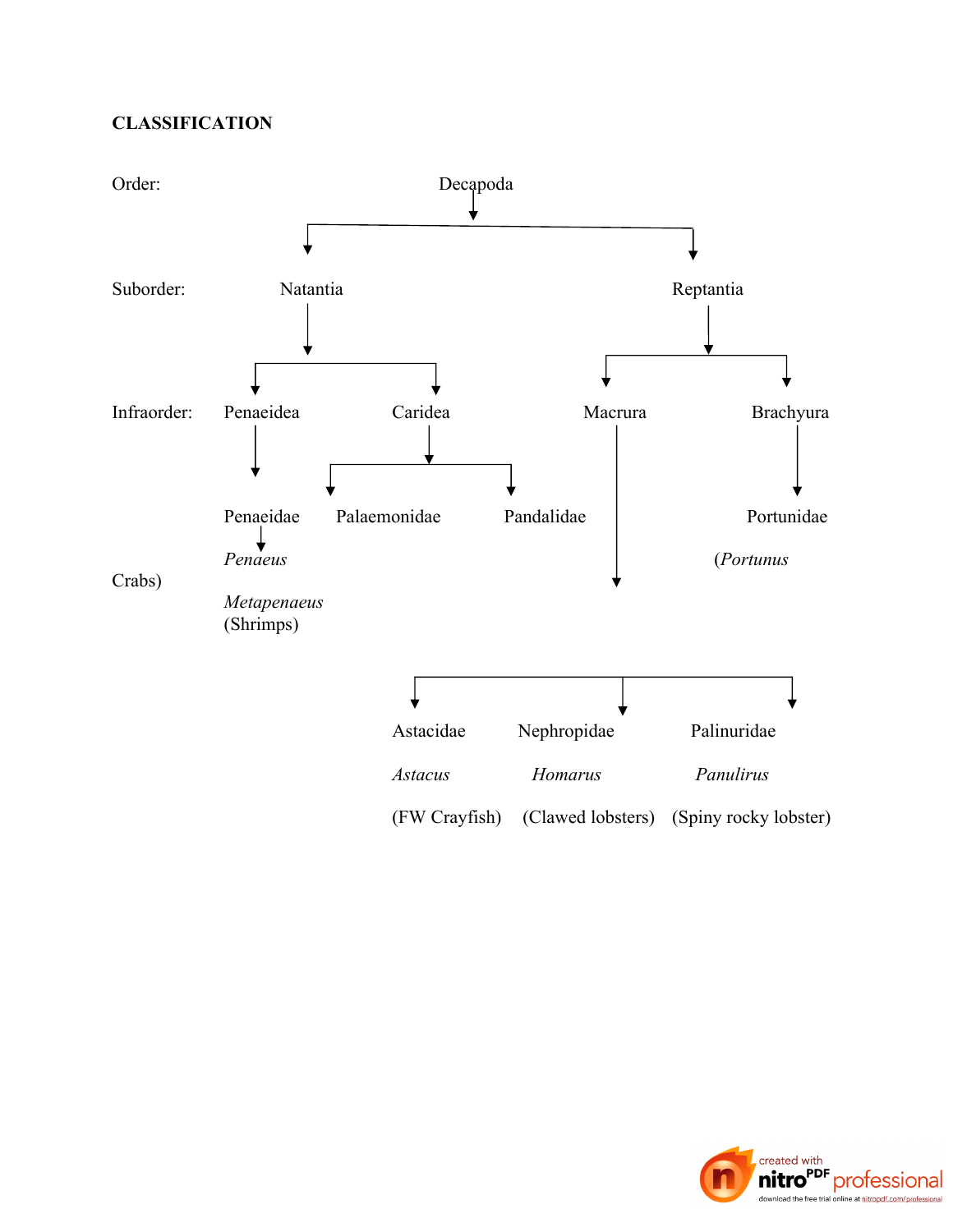**CLASSIFICATION**

Order: Decapoda

- Suborder: Natantia
  - Infraorder: Penaeidea
    - Penaeidae
      - *Penaeus*
      - *Metapenaeus*
      - (Shrimps)
  - Infraorder: Caridea
    - Palaemonidae
    - Pandalidae
- Suborder: Reptantia
  - Infraorder: Macrura
    - Astacidae
      - *Astacus*
      - (FW Crayfish)
    - Nephropidae
      - *Homarus*
      - (Clawed lobsters)
    - Palinuridae
      - *Panulirus*
      - (Spiny rocky lobster)
  - Infraorder: Brachyura
    - Portunidae
      - (*Portunus* Crabs)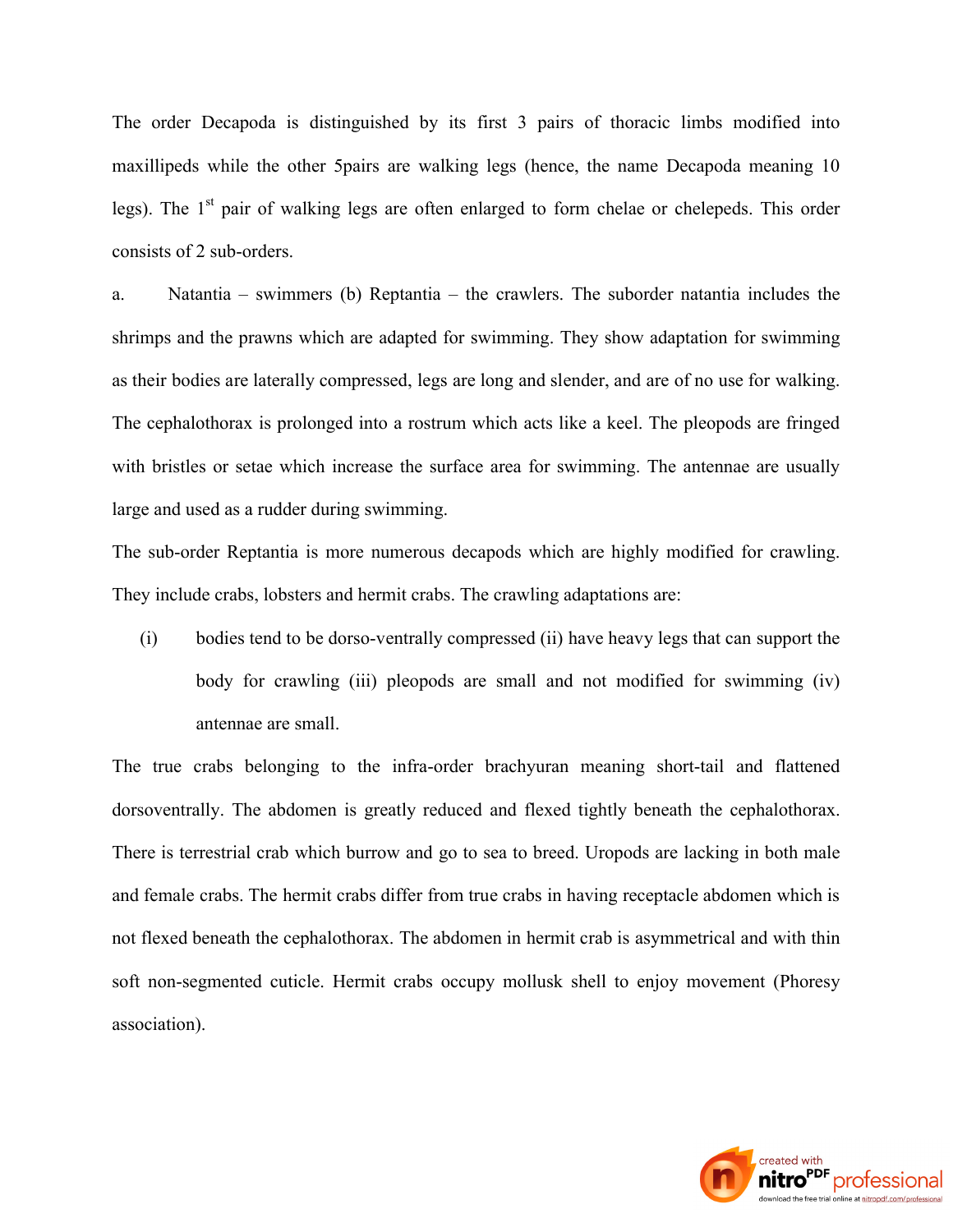The order Decapoda is distinguished by its first 3 pairs of thoracic limbs modified into maxillipeds while the other 5pairs are walking legs (hence, the name Decapoda meaning 10 legs). The 1st pair of walking legs are often enlarged to form chelae or chelepeds. This order consists of 2 sub-orders.

a. Natantia – swimmers (b) Reptantia – the crawlers. The suborder natantia includes the shrimps and the prawns which are adapted for swimming. They show adaptation for swimming as their bodies are laterally compressed, legs are long and slender, and are of no use for walking. The cephalothorax is prolonged into a rostrum which acts like a keel. The pleopods are fringed with bristles or setae which increase the surface area for swimming. The antennae are usually large and used as a rudder during swimming.

The sub-order Reptantia is more numerous decapods which are highly modified for crawling. They include crabs, lobsters and hermit crabs. The crawling adaptations are:

(i) bodies tend to be dorso-ventrally compressed (ii) have heavy legs that can support the body for crawling (iii) pleopods are small and not modified for swimming (iv) antennae are small.

The true crabs belonging to the infra-order brachyuran meaning short-tail and flattened dorsoventrally. The abdomen is greatly reduced and flexed tightly beneath the cephalothorax. There is terrestrial crab which burrow and go to sea to breed. Uropods are lacking in both male and female crabs. The hermit crabs differ from true crabs in having receptacle abdomen which is not flexed beneath the cephalothorax. The abdomen in hermit crab is asymmetrical and with thin soft non-segmented cuticle. Hermit crabs occupy mollusk shell to enjoy movement (Phoresy association).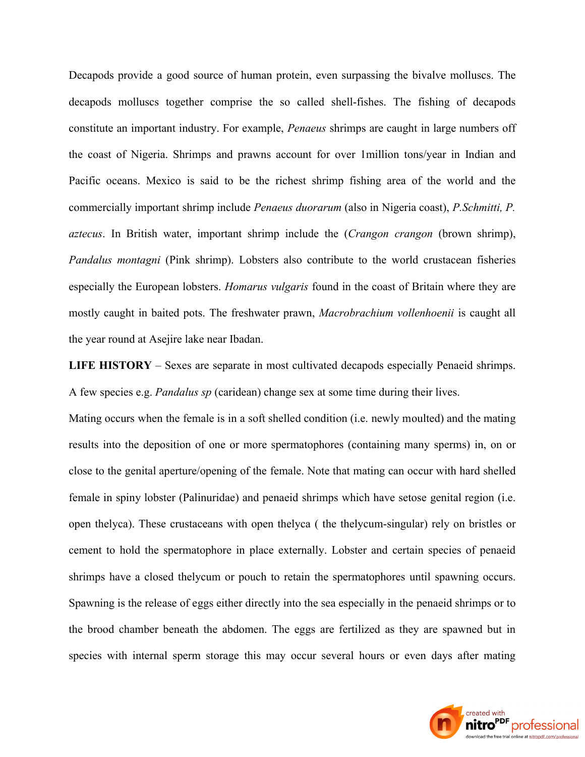Decapods provide a good source of human protein, even surpassing the bivalve molluscs. The decapods molluscs together comprise the so called shell-fishes. The fishing of decapods constitute an important industry. For example, *Penaeus* shrimps are caught in large numbers off the coast of Nigeria. Shrimps and prawns account for over 1million tons/year in Indian and Pacific oceans. Mexico is said to be the richest shrimp fishing area of the world and the commercially important shrimp include *Penaeus duorarum* (also in Nigeria coast), *P.Schmitti, P. aztecus*. In British water, important shrimp include the (*Crangon crangon* (brown shrimp), *Pandalus montagni* (Pink shrimp). Lobsters also contribute to the world crustacean fisheries especially the European lobsters. *Homarus vulgaris* found in the coast of Britain where they are mostly caught in baited pots. The freshwater prawn, *Macrobrachium vollenhoenii* is caught all the year round at Asejire lake near Ibadan.

**LIFE HISTORY** – Sexes are separate in most cultivated decapods especially Penaeid shrimps. A few species e.g. *Pandalus sp* (caridean) change sex at some time during their lives.

Mating occurs when the female is in a soft shelled condition (i.e. newly moulted) and the mating results into the deposition of one or more spermatophores (containing many sperms) in, on or close to the genital aperture/opening of the female. Note that mating can occur with hard shelled female in spiny lobster (Palinuridae) and penaeid shrimps which have setose genital region (i.e. open thelyca). These crustaceans with open thelyca ( the thelycum-singular) rely on bristles or cement to hold the spermatophore in place externally. Lobster and certain species of penaeid shrimps have a closed thelycum or pouch to retain the spermatophores until spawning occurs. Spawning is the release of eggs either directly into the sea especially in the penaeid shrimps or to the brood chamber beneath the abdomen. The eggs are fertilized as they are spawned but in species with internal sperm storage this may occur several hours or even days after mating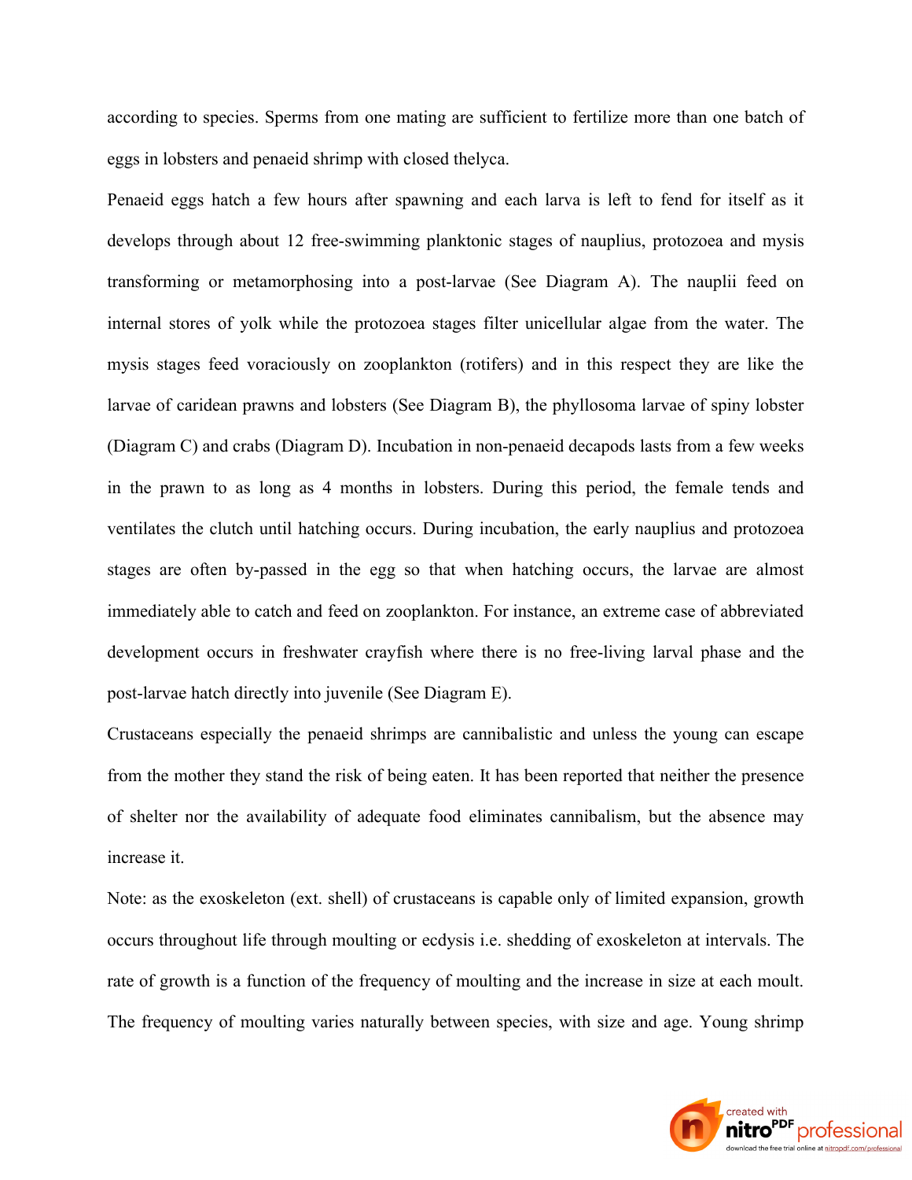according to species. Sperms from one mating are sufficient to fertilize more than one batch of eggs in lobsters and penaeid shrimp with closed thelyca.

Penaeid eggs hatch a few hours after spawning and each larva is left to fend for itself as it develops through about 12 free-swimming planktonic stages of nauplius, protozoea and mysis transforming or metamorphosing into a post-larvae (See Diagram A). The nauplii feed on internal stores of yolk while the protozoea stages filter unicellular algae from the water. The mysis stages feed voraciously on zooplankton (rotifers) and in this respect they are like the larvae of caridean prawns and lobsters (See Diagram B), the phyllosoma larvae of spiny lobster (Diagram C) and crabs (Diagram D). Incubation in non-penaeid decapods lasts from a few weeks in the prawn to as long as 4 months in lobsters. During this period, the female tends and ventilates the clutch until hatching occurs. During incubation, the early nauplius and protozoea stages are often by-passed in the egg so that when hatching occurs, the larvae are almost immediately able to catch and feed on zooplankton. For instance, an extreme case of abbreviated development occurs in freshwater crayfish where there is no free-living larval phase and the post-larvae hatch directly into juvenile (See Diagram E).

Crustaceans especially the penaeid shrimps are cannibalistic and unless the young can escape from the mother they stand the risk of being eaten. It has been reported that neither the presence of shelter nor the availability of adequate food eliminates cannibalism, but the absence may increase it.

Note: as the exoskeleton (ext. shell) of crustaceans is capable only of limited expansion, growth occurs throughout life through moulting or ecdysis i.e. shedding of exoskeleton at intervals. The rate of growth is a function of the frequency of moulting and the increase in size at each moult. The frequency of moulting varies naturally between species, with size and age. Young shrimp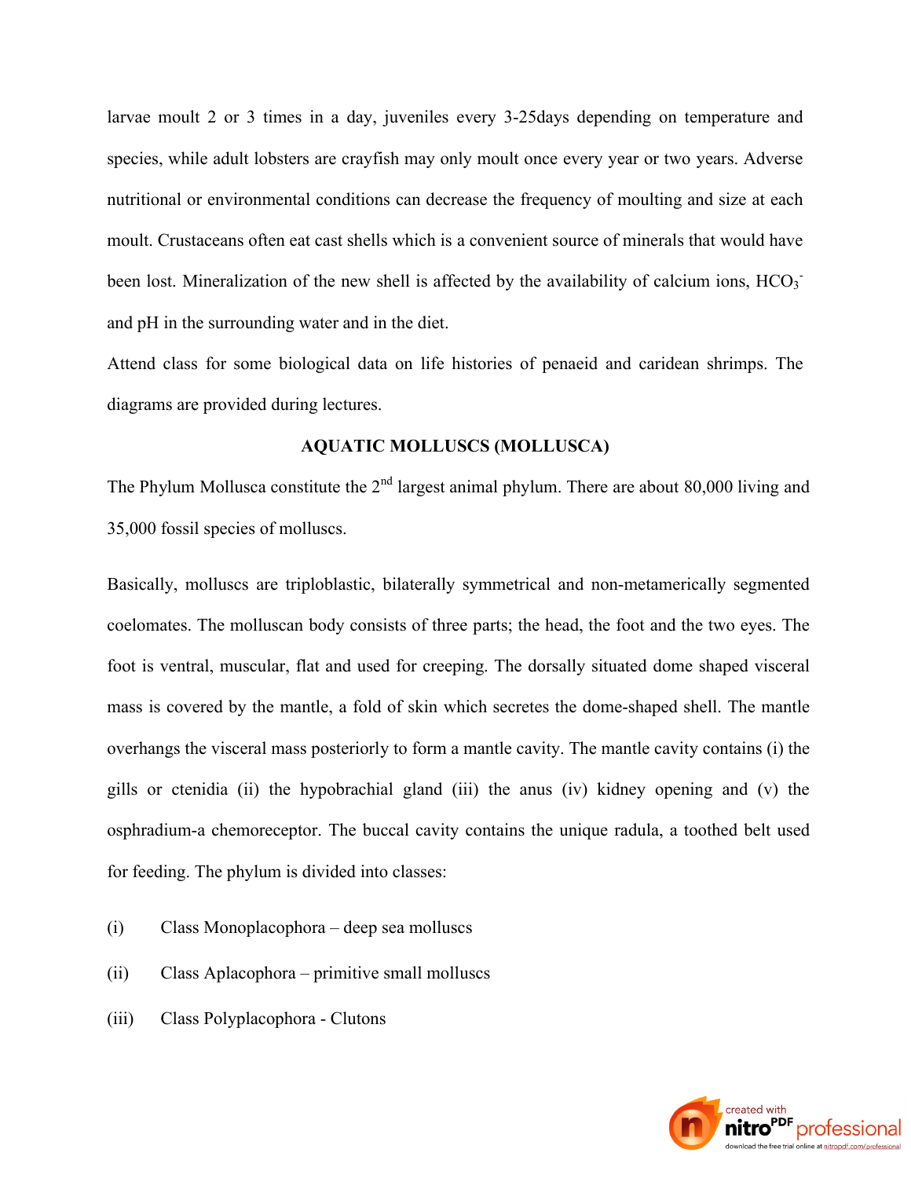larvae moult 2 or 3 times in a day, juveniles every 3-25days depending on temperature and species, while adult lobsters are crayfish may only moult once every year or two years. Adverse nutritional or environmental conditions can decrease the frequency of moulting and size at each moult. Crustaceans often eat cast shells which is a convenient source of minerals that would have been lost. Mineralization of the new shell is affected by the availability of calcium ions, $HCO_3^-$ and pH in the surrounding water and in the diet.

Attend class for some biological data on life histories of penaeid and caridean shrimps. The diagrams are provided during lectures.

## AQUATIC MOLLUSCS (MOLLUSCA)

The Phylum Mollusca constitute the 2[nd] largest animal phylum. There are about 80,000 living and 35,000 fossil species of molluscs.

Basically, molluscs are triploblastic, bilaterally symmetrical and non-metamerically segmented coelomates. The molluscan body consists of three parts; the head, the foot and the two eyes. The foot is ventral, muscular, flat and used for creeping. The dorsally situated dome shaped visceral mass is covered by the mantle, a fold of skin which secretes the dome-shaped shell. The mantle overhangs the visceral mass posteriorly to form a mantle cavity. The mantle cavity contains (i) the gills or ctenidia (ii) the hypobrachial gland (iii) the anus (iv) kidney opening and (v) the osphradium-a chemoreceptor. The buccal cavity contains the unique radula, a toothed belt used for feeding. The phylum is divided into classes:

(i) Class Monoplacophora – deep sea molluscs

(ii) Class Aplacophora – primitive small molluscs

(iii) Class Polyplacophora - Clutons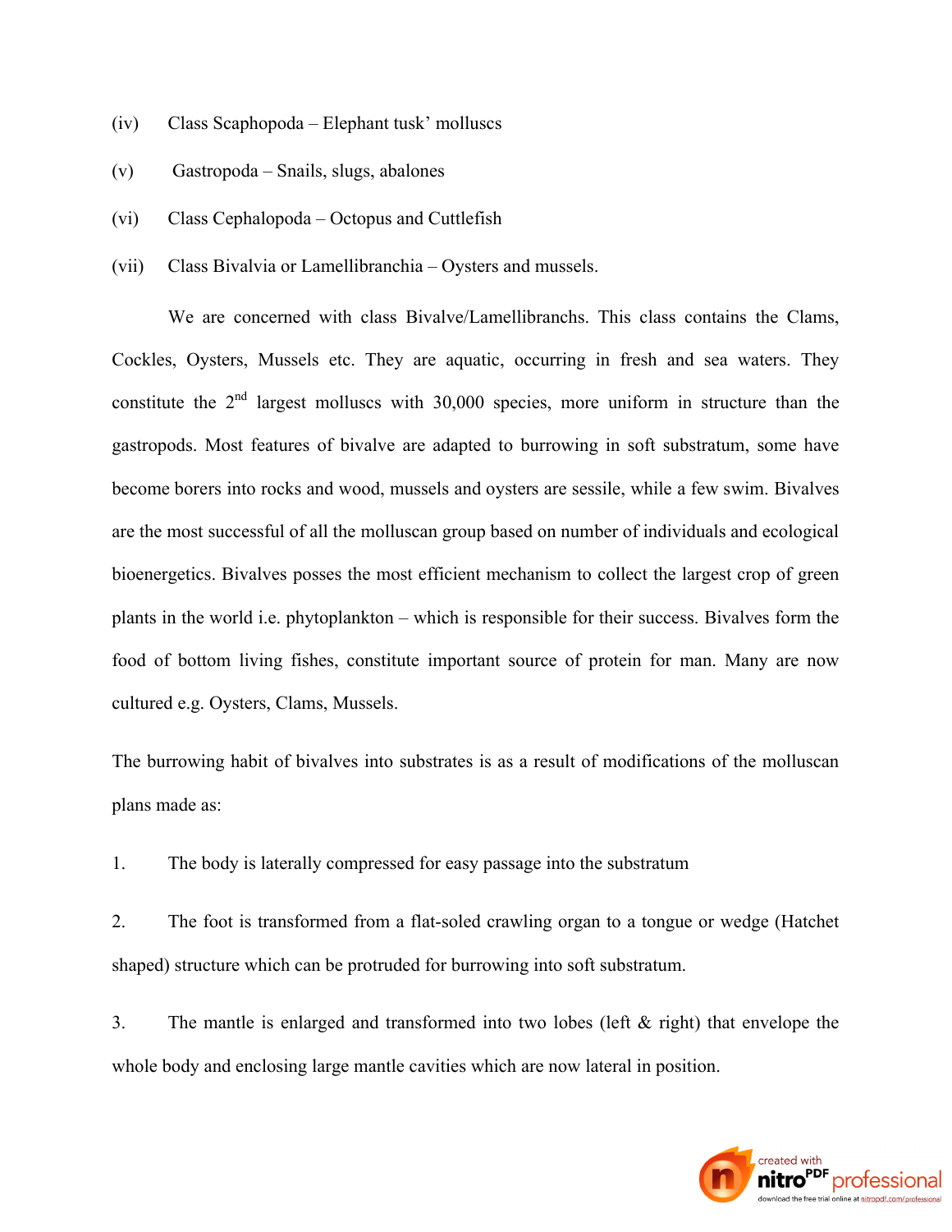(iv) Class Scaphopoda – Elephant tusk' molluscs

(v) Gastropoda – Snails, slugs, abalones

(vi) Class Cephalopoda – Octopus and Cuttlefish

(vii) Class Bivalvia or Lamellibranchia – Oysters and mussels.

We are concerned with class Bivalve/Lamellibranchs. This class contains the Clams, Cockles, Oysters, Mussels etc. They are aquatic, occurring in fresh and sea waters. They constitute the 2nd largest molluscs with 30,000 species, more uniform in structure than the gastropods. Most features of bivalve are adapted to burrowing in soft substratum, some have become borers into rocks and wood, mussels and oysters are sessile, while a few swim. Bivalves are the most successful of all the molluscan group based on number of individuals and ecological bioenergetics. Bivalves posses the most efficient mechanism to collect the largest crop of green plants in the world i.e. phytoplankton – which is responsible for their success. Bivalves form the food of bottom living fishes, constitute important source of protein for man. Many are now cultured e.g. Oysters, Clams, Mussels.

The burrowing habit of bivalves into substrates is as a result of modifications of the molluscan plans made as:

1. The body is laterally compressed for easy passage into the substratum

2. The foot is transformed from a flat-soled crawling organ to a tongue or wedge (Hatchet shaped) structure which can be protruded for burrowing into soft substratum.

3. The mantle is enlarged and transformed into two lobes (left & right) that envelope the whole body and enclosing large mantle cavities which are now lateral in position.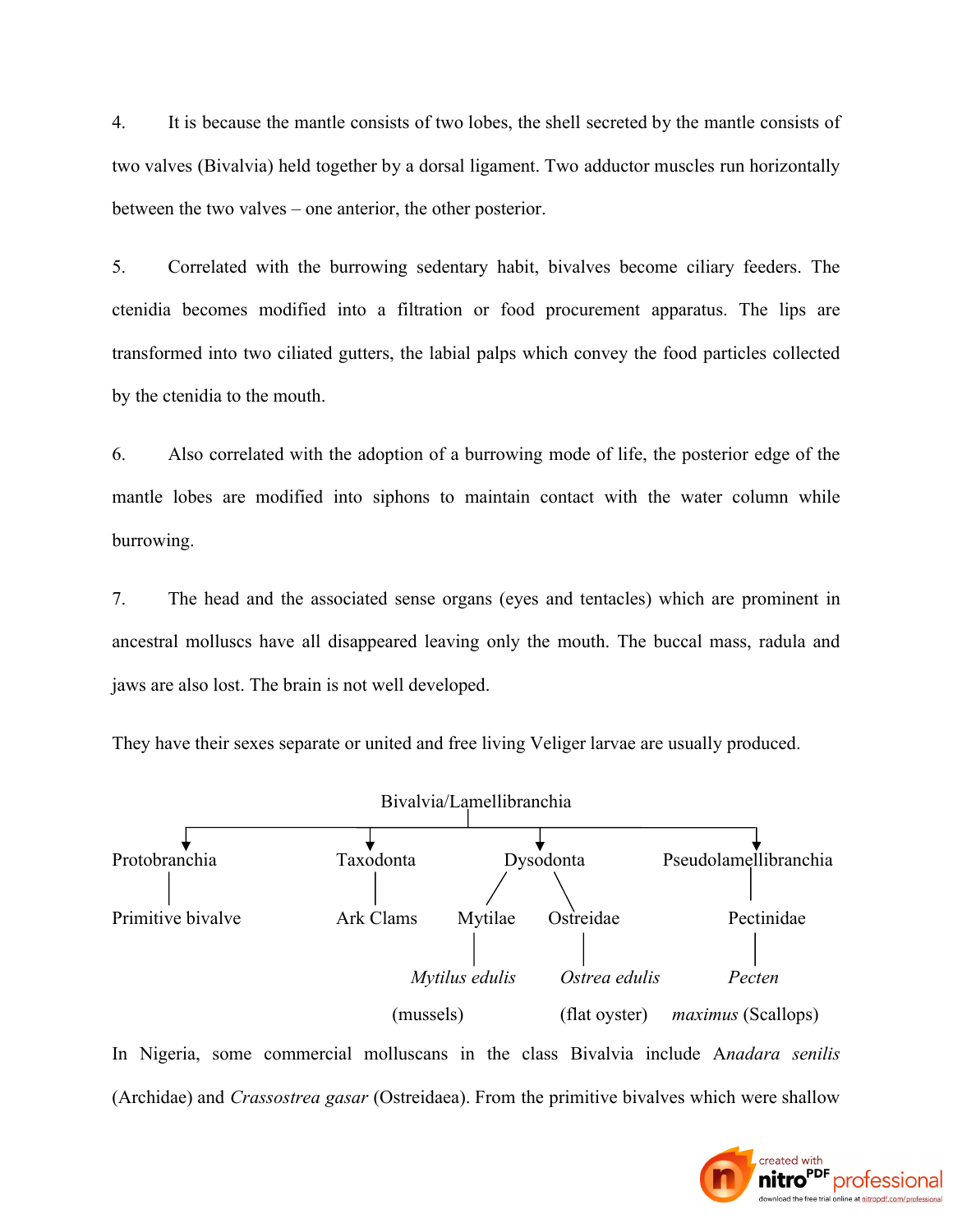4. It is because the mantle consists of two lobes, the shell secreted by the mantle consists of two valves (Bivalvia) held together by a dorsal ligament. Two adductor muscles run horizontally between the two valves – one anterior, the other posterior.

5. Correlated with the burrowing sedentary habit, bivalves become ciliary feeders. The ctenidia becomes modified into a filtration or food procurement apparatus. The lips are transformed into two ciliated gutters, the labial palps which convey the food particles collected by the ctenidia to the mouth.

6. Also correlated with the adoption of a burrowing mode of life, the posterior edge of the mantle lobes are modified into siphons to maintain contact with the water column while burrowing.

7. The head and the associated sense organs (eyes and tentacles) which are prominent in ancestral molluscs have all disappeared leaving only the mouth. The buccal mass, radula and jaws are also lost. The brain is not well developed.

They have their sexes separate or united and free living Veliger larvae are usually produced.

```
                         Bivalvia/Lamellibranchia
        ┌───────────────────┬──────────────┴──────┬────────────────────────┐
        ▼                   ▼                     ▼                        ▼
  Protobranchia        Taxodonta             Dysodonta            Pseudolamellibranchia
        │                   │                /        \                    │
 Primitive bivalve     Ark Clams         Mytilae    Ostreidae          Pectinidae
                                            │           │                  │
                                      Mytilus edulis  Ostrea edulis       Pecten
                                        (mussels)    (flat oyster)  maximus (Scallops)
```

In Nigeria, some commercial molluscans in the class Bivalvia include A*nadara senilis* (Archidae) and *Crassostrea gasar* (Ostreidaea). From the primitive bivalves which were shallow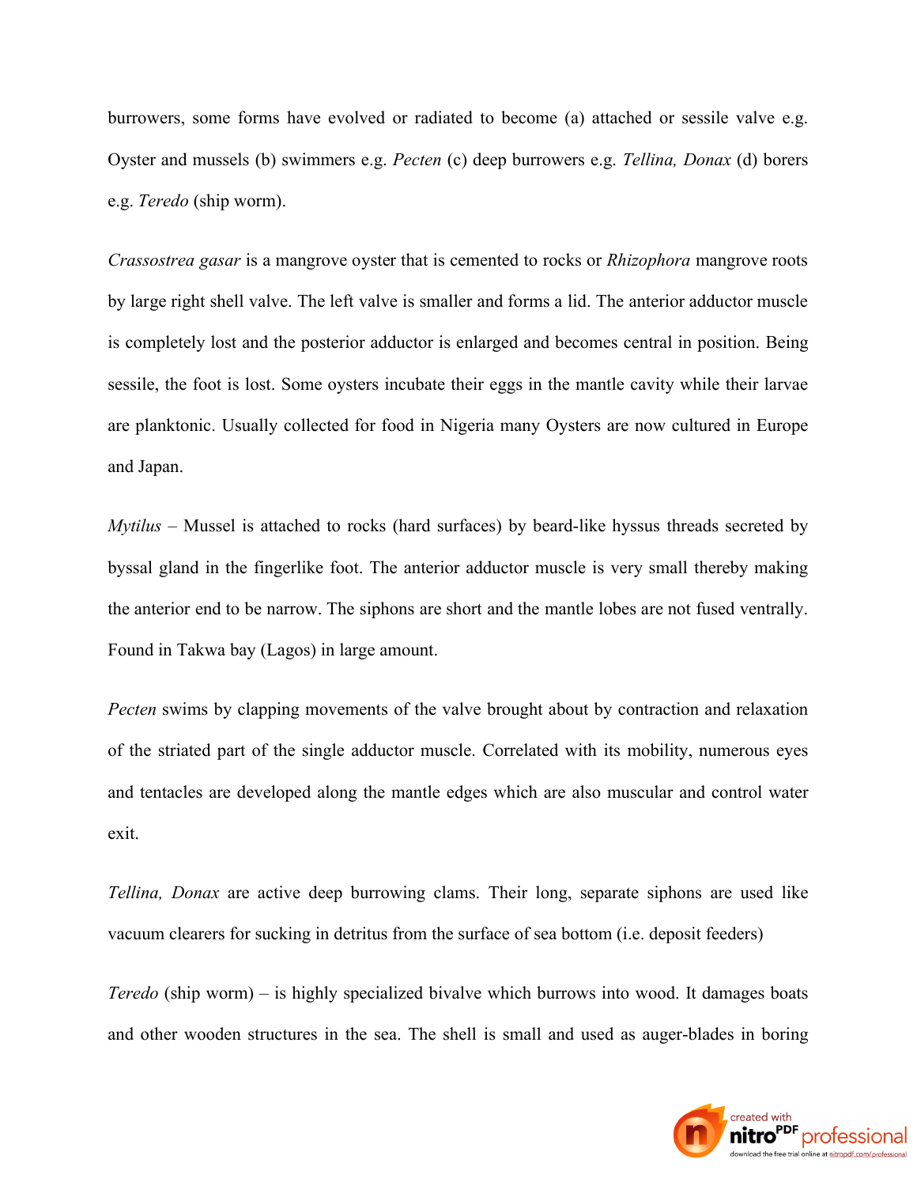burrowers, some forms have evolved or radiated to become (a) attached or sessile valve e.g. Oyster and mussels (b) swimmers e.g. *Pecten* (c) deep burrowers e.g. *Tellina, Donax* (d) borers e.g. *Teredo* (ship worm).

*Crassostrea gasar* is a mangrove oyster that is cemented to rocks or *Rhizophora* mangrove roots by large right shell valve. The left valve is smaller and forms a lid. The anterior adductor muscle is completely lost and the posterior adductor is enlarged and becomes central in position. Being sessile, the foot is lost. Some oysters incubate their eggs in the mantle cavity while their larvae are planktonic. Usually collected for food in Nigeria many Oysters are now cultured in Europe and Japan.

*Mytilus* – Mussel is attached to rocks (hard surfaces) by beard-like hyssus threads secreted by byssal gland in the fingerlike foot. The anterior adductor muscle is very small thereby making the anterior end to be narrow. The siphons are short and the mantle lobes are not fused ventrally. Found in Takwa bay (Lagos) in large amount.

*Pecten* swims by clapping movements of the valve brought about by contraction and relaxation of the striated part of the single adductor muscle. Correlated with its mobility, numerous eyes and tentacles are developed along the mantle edges which are also muscular and control water exit.

*Tellina, Donax* are active deep burrowing clams. Their long, separate siphons are used like vacuum clearers for sucking in detritus from the surface of sea bottom (i.e. deposit feeders)

*Teredo* (ship worm) – is highly specialized bivalve which burrows into wood. It damages boats and other wooden structures in the sea. The shell is small and used as auger-blades in boring